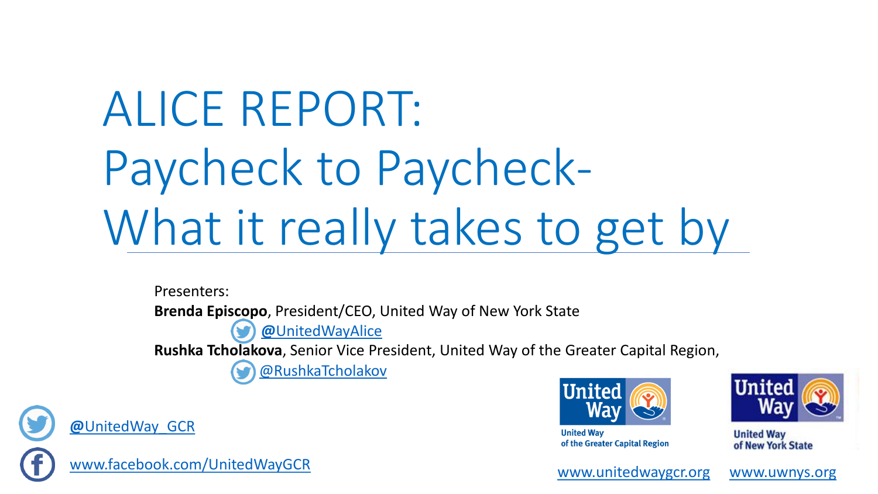# ALICE REPORT: Paycheck to Paycheck- What it really takes to get by

Presenters:

**Brenda Episcopo**, President/CEO, United Way of New York State

@UnitedWayAlice

**Rushka Tcholakova**, Senior Vice President, United Way of the Greater Capital Region,

@RushkaTcholakov

@UnitedWay_GCR

www.facebook.com/UnitedWayGCR

United Way of the Greater Capital Region

United Way of New York State

www.unitedwaygcr.org

www.uwnys.org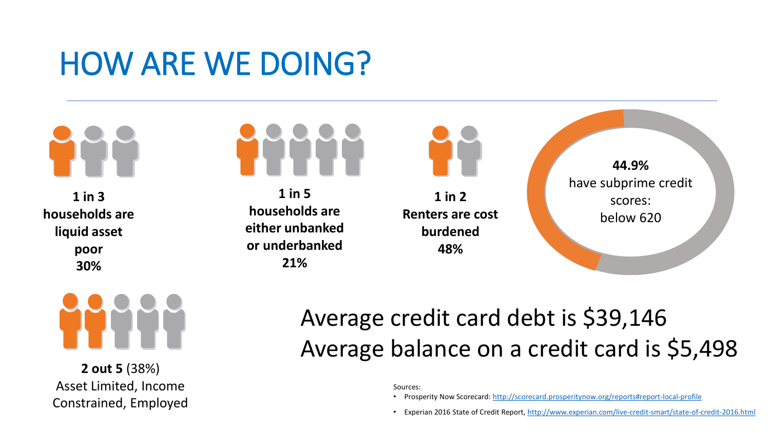# HOW ARE WE DOING?

**1 in 3 households are liquid asset poor 30%**

**1 in 5 households are either unbanked or underbanked 21%**

**1 in 2 Renters are cost burdened 48%**

**44.9%** have subprime credit scores: below 620

**2 out 5** (38%) Asset Limited, Income Constrained, Employed

Average credit card debt is $39,146
Average balance on a credit card is $5,498

Sources:

- Prosperity Now Scorecard: http://scorecard.prosperitynow.org/reports#report-local-profile
- Experian 2016 State of Credit Report, http://www.experian.com/live-credit-smart/state-of-credit-2016.html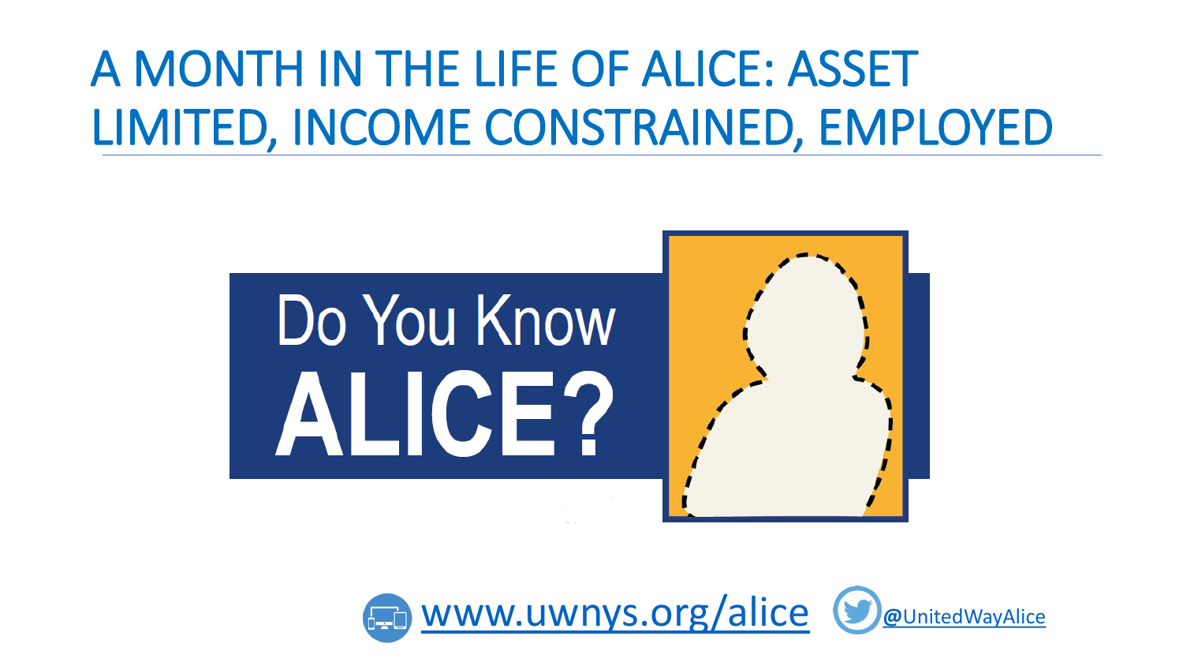# A MONTH IN THE LIFE OF ALICE: ASSET LIMITED, INCOME CONSTRAINED, EMPLOYED

Do You Know **ALICE?**

www.uwnys.org/alice @UnitedWayAlice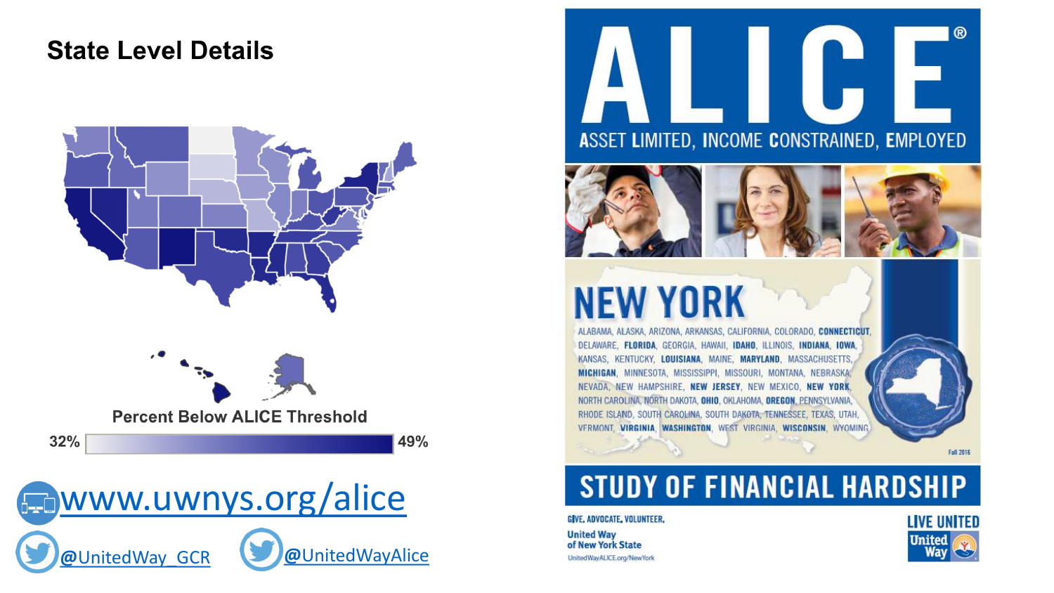## State Level Details

Percent Below ALICE Threshold

32% — 49%

www.uwnys.org/alice

@UnitedWay_GCR

@UnitedWayAlice

# ALICE®

ASSET LIMITED, INCOME CONSTRAINED, EMPLOYED

## NEW YORK

ALABAMA, ALASKA, ARIZONA, ARKANSAS, CALIFORNIA, COLORADO, **CONNECTICUT**, DELAWARE, **FLORIDA**, GEORGIA, HAWAII, **IDAHO**, ILLINOIS, **INDIANA**, **IOWA**, KANSAS, KENTUCKY, **LOUISIANA**, MAINE, **MARYLAND**, MASSACHUSETTS, **MICHIGAN**, MINNESOTA, MISSISSIPPI, MISSOURI, MONTANA, NEBRASKA, NEVADA, NEW HAMPSHIRE, **NEW JERSEY**, NEW MEXICO, **NEW YORK**, NORTH CAROLINA, NORTH DAKOTA, **OHIO**, OKLAHOMA, **OREGON**, PENNSYLVANIA, RHODE ISLAND, SOUTH CAROLINA, SOUTH DAKOTA, TENNESSEE, TEXAS, UTAH, VERMONT, **VIRGINIA**, **WASHINGTON**, WEST VIRGINIA, **WISCONSIN**, WYOMING

Fall 2016

## STUDY OF FINANCIAL HARDSHIP

GIVE. ADVOCATE. VOLUNTEER.

United Way of New York State

UnitedWayALICE.org/NewYork

LIVE UNITED

United Way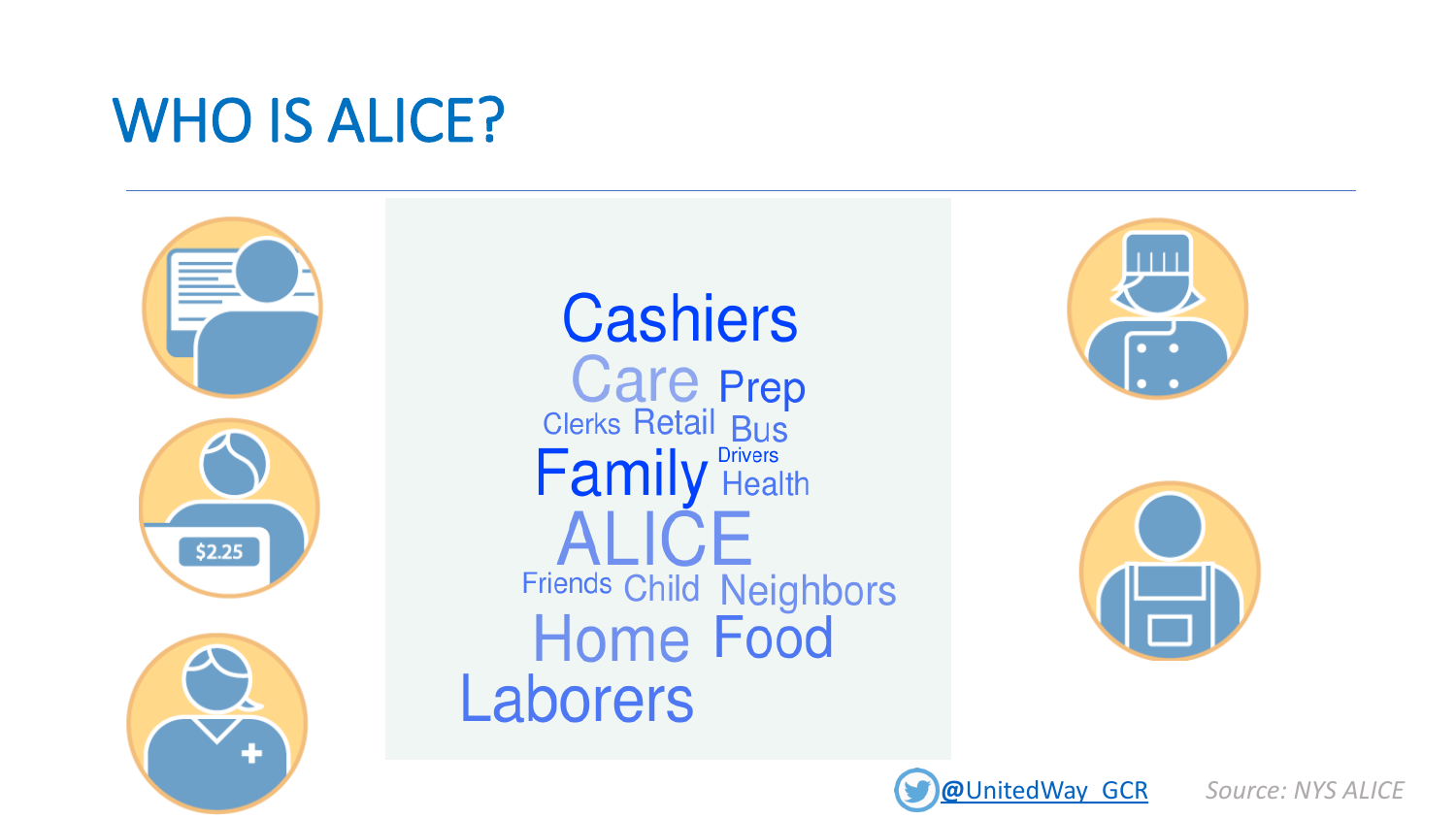# WHO IS ALICE?

Cashiers

Care Prep

Clerks Retail Bus

Family Drivers Health

ALICE

Friends Child Neighbors

Home Food

Laborers

$2.25

@UnitedWay_GCR

*Source: NYS ALICE*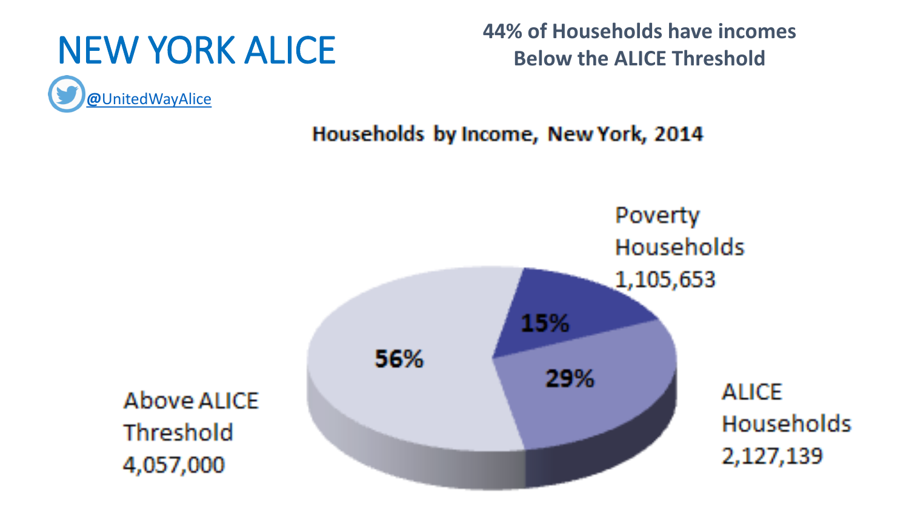# NEW YORK ALICE

@UnitedWayAlice

**44% of Households have incomes Below the ALICE Threshold**

**Households by Income, New York, 2014**

| Category | Households | Percentage |
| --- | --- | --- |
| Poverty Households | 1,105,653 | 15% |
| ALICE Households | 2,127,139 | 29% |
| Above ALICE Threshold | 4,057,000 | 56% |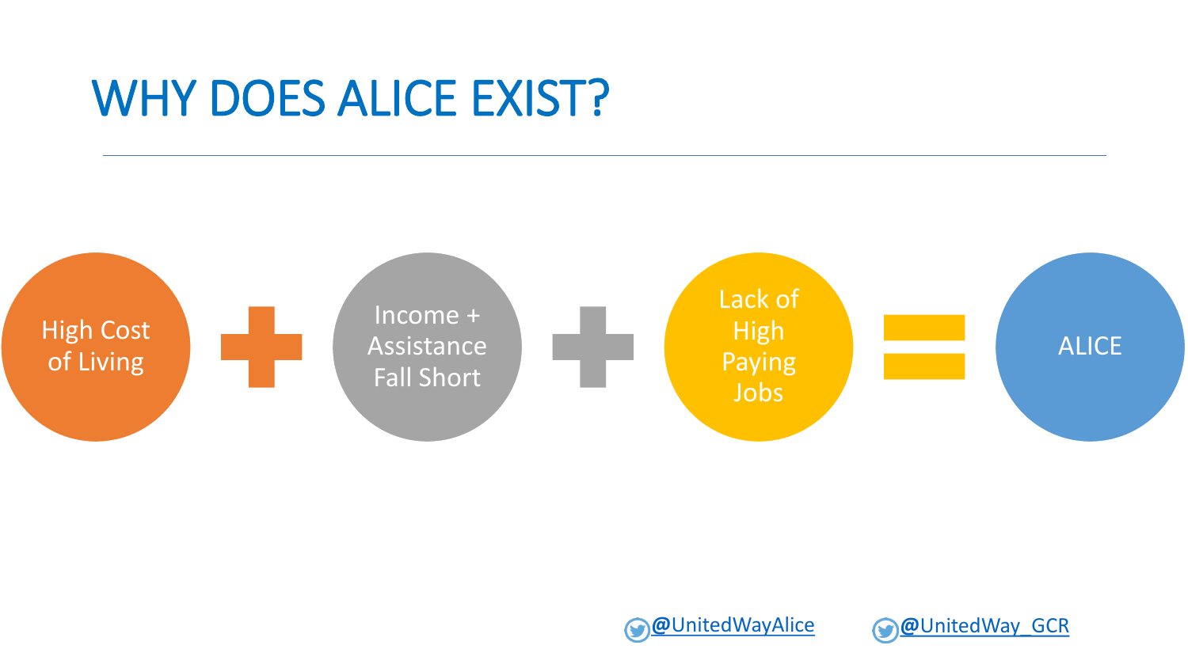# WHY DOES ALICE EXIST?

High Cost of Living + Income + Assistance Fall Short + Lack of High Paying Jobs = ALICE

@UnitedWayAlice @UnitedWay_GCR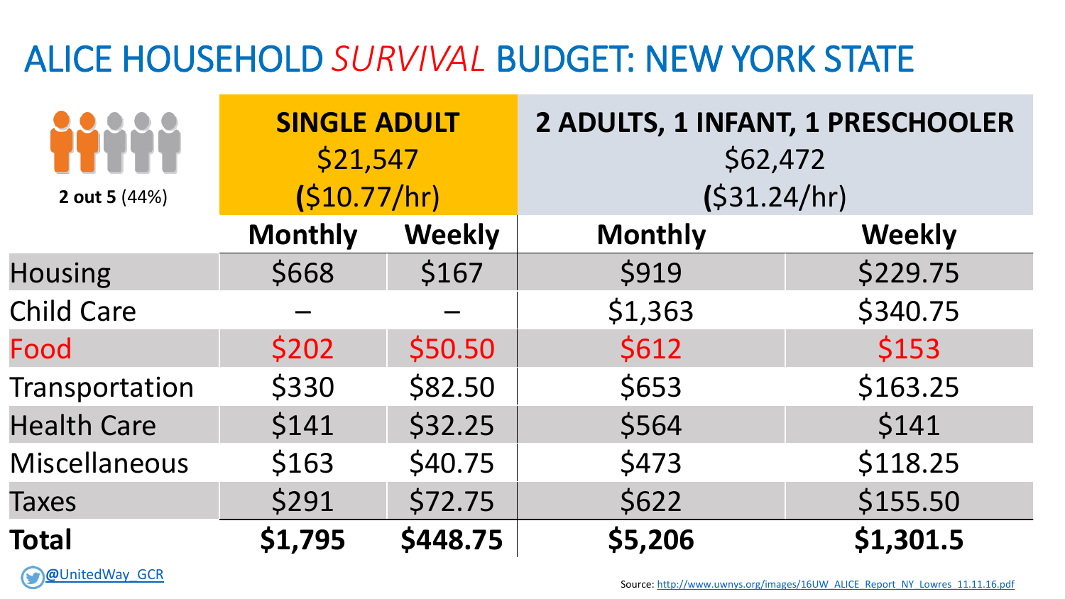# ALICE HOUSEHOLD *SURVIVAL* BUDGET: NEW YORK STATE

| **2 out 5** (44%) | **SINGLE ADULT** $21,547 ($10.77/hr) | | **2 ADULTS, 1 INFANT, 1 PRESCHOOLER** $62,472 ($31.24/hr) | |
|---|---|---|---|---|
| | **Monthly** | **Weekly** | **Monthly** | **Weekly** |
| Housing | $668 | $167 | $919 | $229.75 |
| Child Care | – | – | $1,363 | $340.75 |
| Food | $202 | $50.50 | $612 | $153 |
| Transportation | $330 | $82.50 | $653 | $163.25 |
| Health Care | $141 | $32.25 | $564 | $141 |
| Miscellaneous | $163 | $40.75 | $473 | $118.25 |
| Taxes | $291 | $72.75 | $622 | $155.50 |
| **Total** | **$1,795** | **$448.75** | **$5,206** | **$1,301.5** |

@UnitedWay_GCR

Source: http://www.uwnys.org/images/16UW_ALICE_Report_NY_Lowres_11.11.16.pdf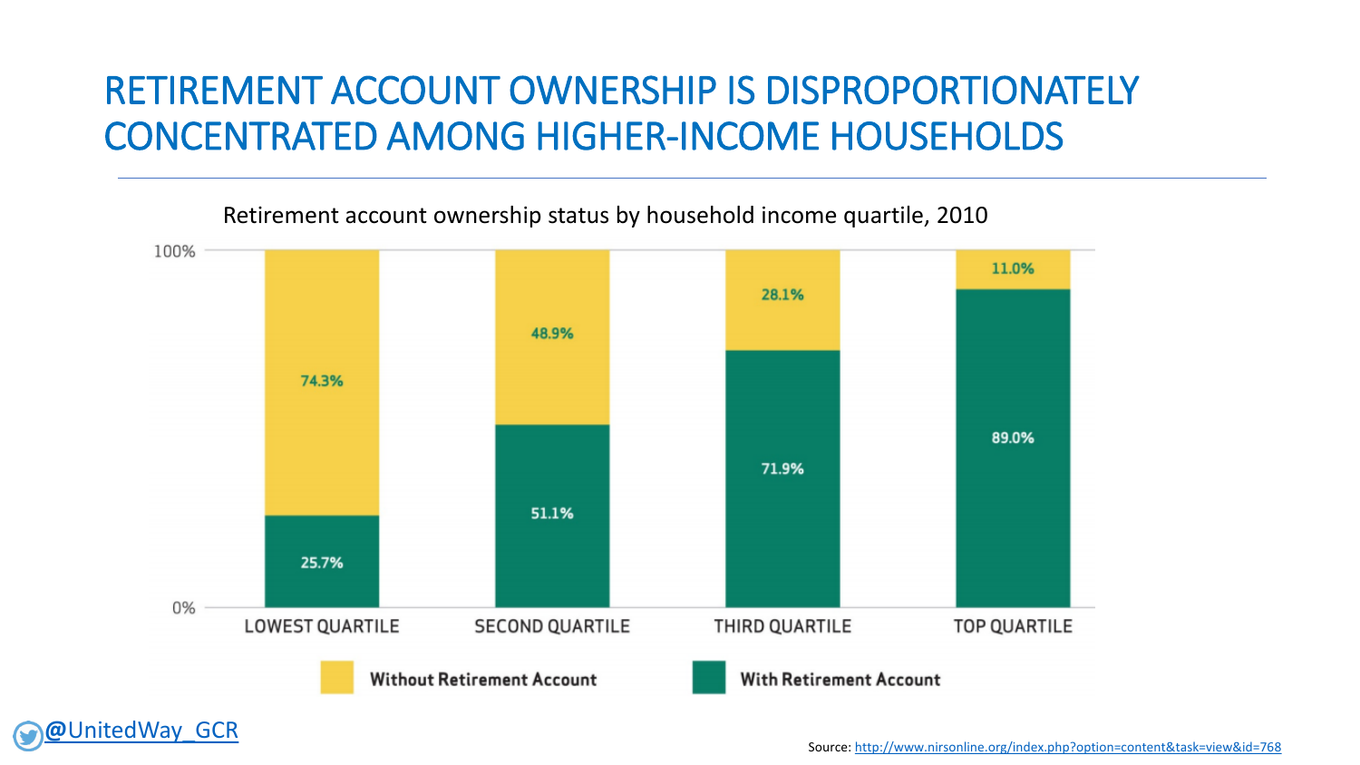# RETIREMENT ACCOUNT OWNERSHIP IS DISPROPORTIONATELY CONCENTRATED AMONG HIGHER-INCOME HOUSEHOLDS

Retirement account ownership status by household income quartile, 2010

| | Without Retirement Account | With Retirement Account |
|---|---|---|
| LOWEST QUARTILE | 74.3% | 25.7% |
| SECOND QUARTILE | 48.9% | 51.1% |
| THIRD QUARTILE | 28.1% | 71.9% |
| TOP QUARTILE | 11.0% | 89.0% |

@UnitedWay_GCR

Source: http://www.nirsonline.org/index.php?option=content&task=view&id=768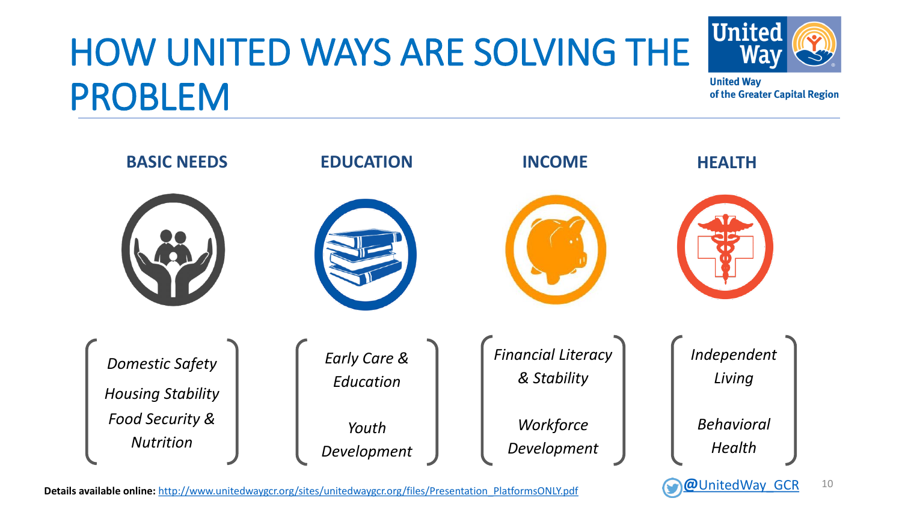# HOW UNITED WAYS ARE SOLVING THE PROBLEM

United Way of the Greater Capital Region

### BASIC NEEDS

*Domestic Safety*

*Housing Stability*

*Food Security & Nutrition*

### EDUCATION

*Early Care & Education*

*Youth Development*

### INCOME

*Financial Literacy & Stability*

*Workforce Development*

### HEALTH

*Independent Living*

*Behavioral Health*

**Details available online:** http://www.unitedwaygcr.org/sites/unitedwaygcr.org/files/Presentation_PlatformsONLY.pdf

@UnitedWay_GCR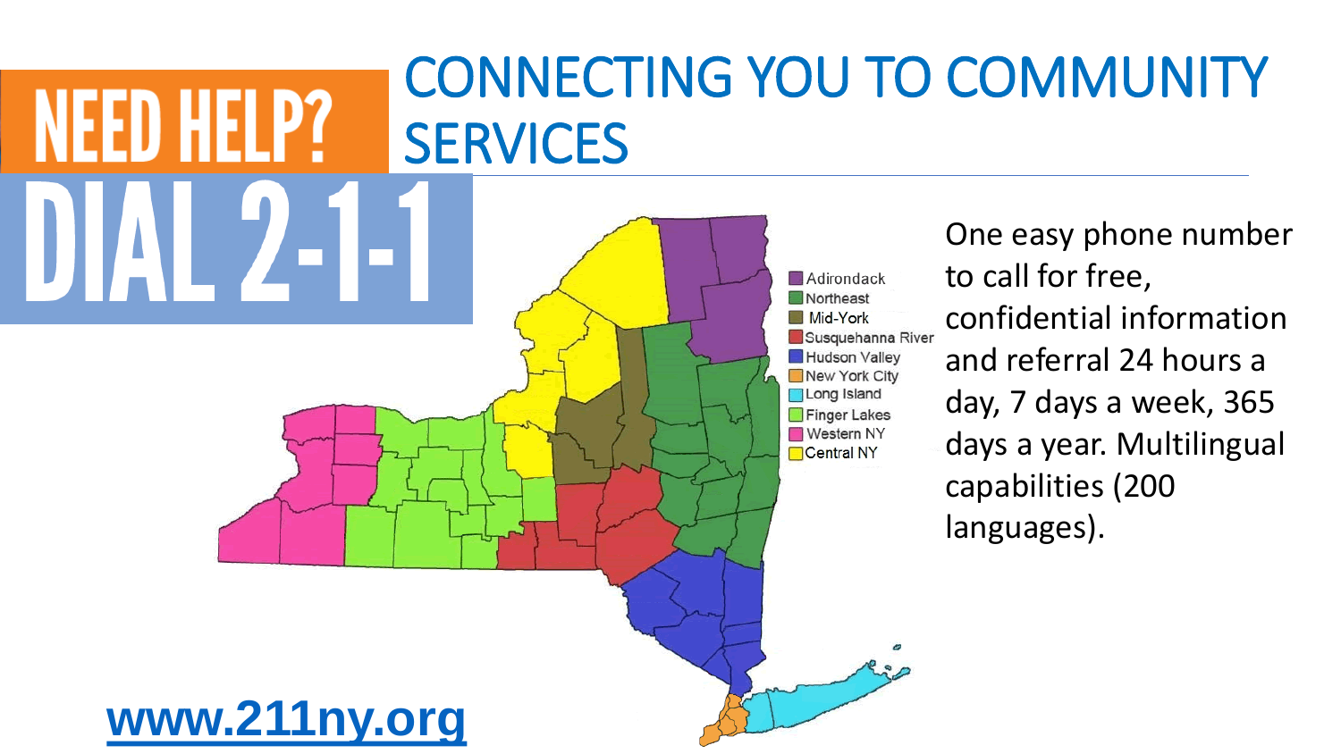# NEED HELP? DIAL 2-1-1

## CONNECTING YOU TO COMMUNITY SERVICES

- Adirondack
- Northeast
- Mid-York
- Susquehanna River
- Hudson Valley
- New York City
- Long Island
- Finger Lakes
- Western NY
- Central NY

One easy phone number to call for free, confidential information and referral 24 hours a day, 7 days a week, 365 days a year. Multilingual capabilities (200 languages).

**www.211ny.org**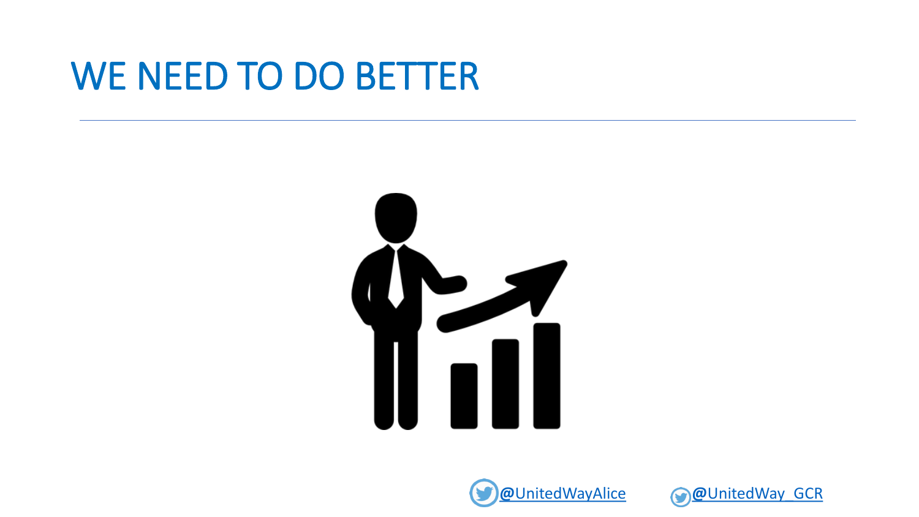# WE NEED TO DO BETTER

@UnitedWayAlice @UnitedWay_GCR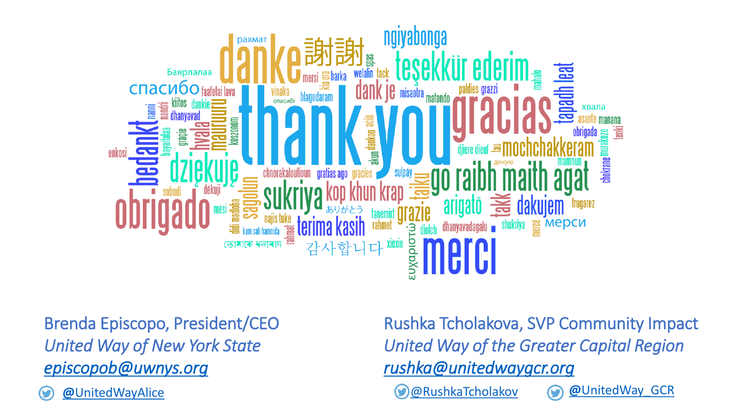Brenda Episcopo, President/CEO

*United Way of New York State*

episcopob@uwnys.org

@UnitedWayAlice

Rushka Tcholakova, SVP Community Impact

*United Way of the Greater Capital Region*

rushka@unitedwaygcr.org

@RushkaTcholakov

@UnitedWay_GCR